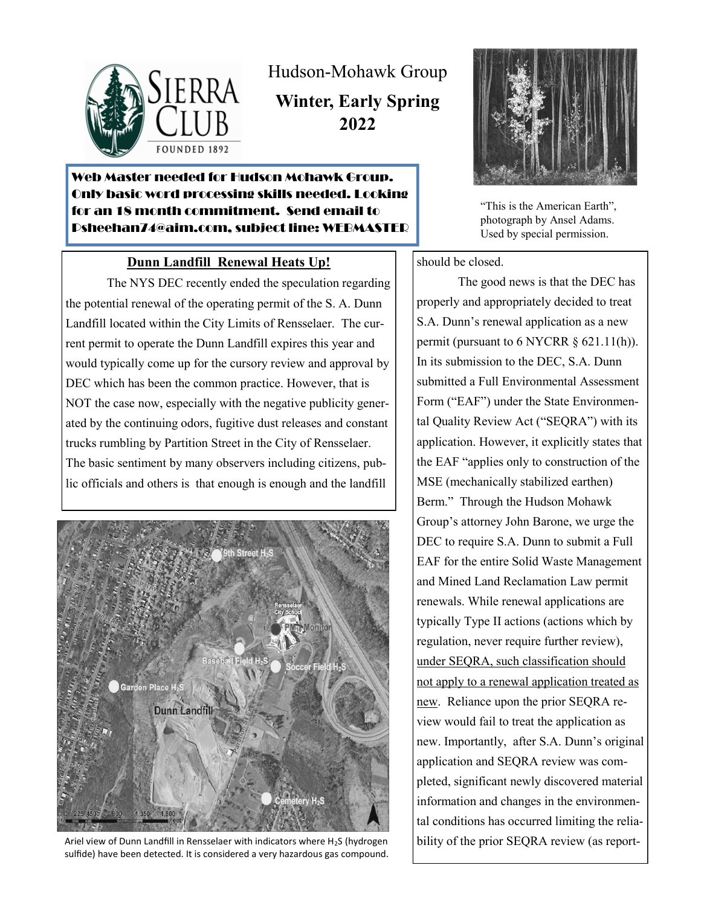# Hudson-Mohawk Group

## Winter, Early Spring 2022

**Web Master needed for Hudson Mohawk Group. Only basic word processing skills needed. Looking for an 18 month commitment. Send email to Psheehan74@aim.com, subject line: WEBMASTER**

"This is the American Earth", photograph by Ansel Adams. Used by special permission.

### Dunn Landfill Renewal Heats Up!

The NYS DEC recently ended the speculation regarding the potential renewal of the operating permit of the S. A. Dunn Landfill located within the City Limits of Rensselaer. The current permit to operate the Dunn Landfill expires this year and would typically come up for the cursory review and approval by DEC which has been the common practice. However, that is NOT the case now, especially with the negative publicity generated by the continuing odors, fugitive dust releases and constant trucks rumbling by Partition Street in the City of Rensselaer. The basic sentiment by many observers including citizens, public officials and others is that enough is enough and the landfill should be closed.

Ariel view of Dunn Landfill in Rensselaer with indicators where $H_2S$ (hydrogen sulfide) have been detected. It is considered a very hazardous gas compound.

The good news is that the DEC has properly and appropriately decided to treat S.A. Dunn's renewal application as a new permit (pursuant to 6 NYCRR § 621.11(h)). In its submission to the DEC, S.A. Dunn submitted a Full Environmental Assessment Form ("EAF") under the State Environmental Quality Review Act ("SEQRA") with its application. However, it explicitly states that the EAF "applies only to construction of the MSE (mechanically stabilized earthen) Berm." Through the Hudson Mohawk Group's attorney John Barone, we urge the DEC to require S.A. Dunn to submit a Full EAF for the entire Solid Waste Management and Mined Land Reclamation Law permit renewals. While renewal applications are typically Type II actions (actions which by regulation, never require further review), under SEQRA, such classification should not apply to a renewal application treated as new. Reliance upon the prior SEQRA review would fail to treat the application as new. Importantly, after S.A. Dunn's original application and SEQRA review was completed, significant newly discovered material information and changes in the environmental conditions has occurred limiting the reliability of the prior SEQRA review (as report-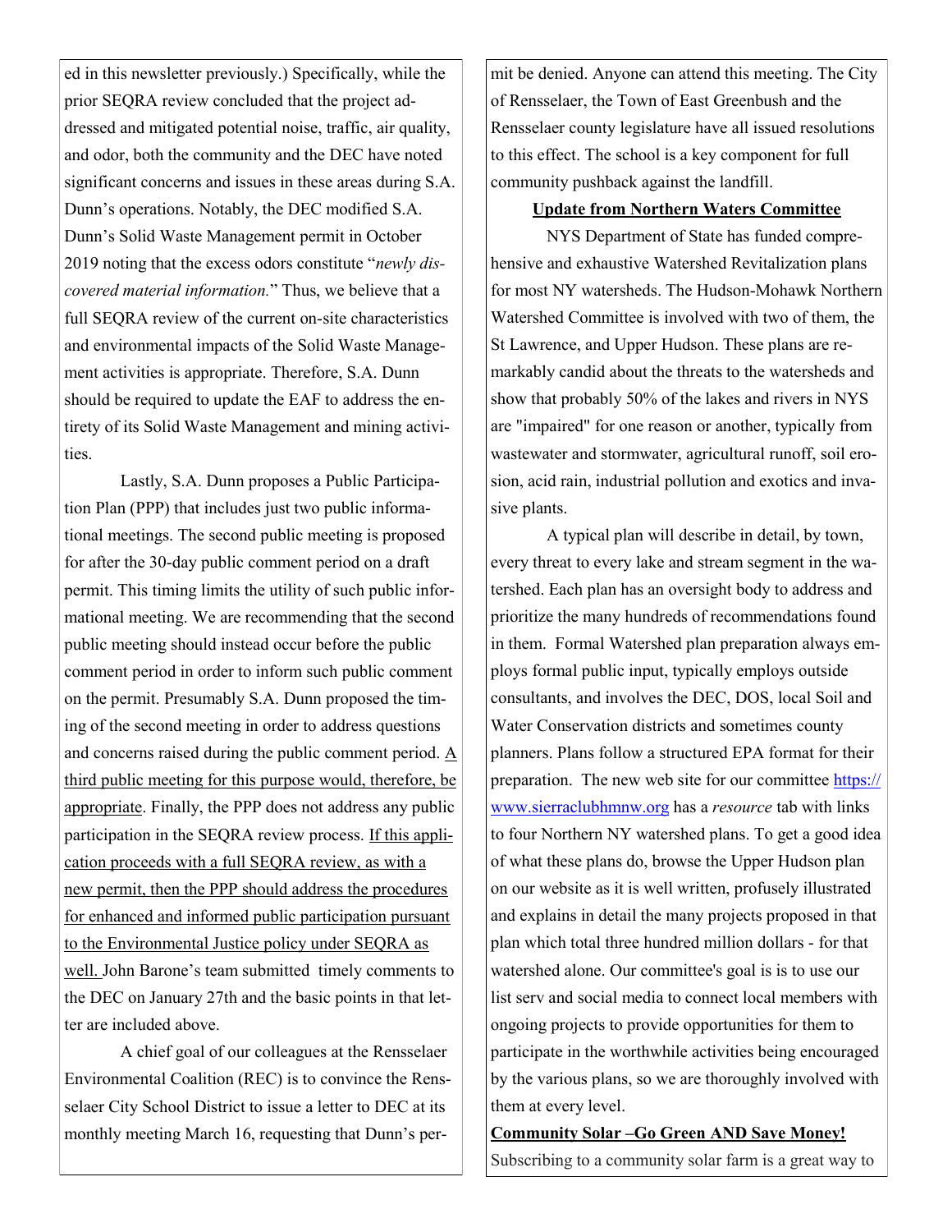ed in this newsletter previously.) Specifically, while the prior SEQRA review concluded that the project addressed and mitigated potential noise, traffic, air quality, and odor, both the community and the DEC have noted significant concerns and issues in these areas during S.A. Dunn's operations. Notably, the DEC modified S.A. Dunn's Solid Waste Management permit in October 2019 noting that the excess odors constitute "*newly discovered material information.*" Thus, we believe that a full SEQRA review of the current on-site characteristics and environmental impacts of the Solid Waste Management activities is appropriate. Therefore, S.A. Dunn should be required to update the EAF to address the entirety of its Solid Waste Management and mining activities.

Lastly, S.A. Dunn proposes a Public Participation Plan (PPP) that includes just two public informational meetings. The second public meeting is proposed for after the 30-day public comment period on a draft permit. This timing limits the utility of such public informational meeting. We are recommending that the second public meeting should instead occur before the public comment period in order to inform such public comment on the permit. Presumably S.A. Dunn proposed the timing of the second meeting in order to address questions and concerns raised during the public comment period. <u>A third public meeting for this purpose would, therefore, be appropriate</u>. Finally, the PPP does not address any public participation in the SEQRA review process. <u>If this application proceeds with a full SEQRA review, as with a new permit, then the PPP should address the procedures for enhanced and informed public participation pursuant to the Environmental Justice policy under SEQRA as well.</u> John Barone's team submitted timely comments to the DEC on January 27th and the basic points in that letter are included above.

A chief goal of our colleagues at the Rensselaer Environmental Coalition (REC) is to convince the Rensselaer City School District to issue a letter to DEC at its monthly meeting March 16, requesting that Dunn's permit be denied. Anyone can attend this meeting. The City of Rensselaer, the Town of East Greenbush and the Rensselaer county legislature have all issued resolutions to this effect. The school is a key component for full community pushback against the landfill.

**<u>Update from Northern Waters Committee</u>**

NYS Department of State has funded comprehensive and exhaustive Watershed Revitalization plans for most NY watersheds. The Hudson-Mohawk Northern Watershed Committee is involved with two of them, the St Lawrence, and Upper Hudson. These plans are remarkably candid about the threats to the watersheds and show that probably 50% of the lakes and rivers in NYS are "impaired" for one reason or another, typically from wastewater and stormwater, agricultural runoff, soil erosion, acid rain, industrial pollution and exotics and invasive plants.

A typical plan will describe in detail, by town, every threat to every lake and stream segment in the watershed. Each plan has an oversight body to address and prioritize the many hundreds of recommendations found in them. Formal Watershed plan preparation always employs formal public input, typically employs outside consultants, and involves the DEC, DOS, local Soil and Water Conservation districts and sometimes county planners. Plans follow a structured EPA format for their preparation. The new web site for our committee https://www.sierraclubhmnw.org has a *resource* tab with links to four Northern NY watershed plans. To get a good idea of what these plans do, browse the Upper Hudson plan on our website as it is well written, profusely illustrated and explains in detail the many projects proposed in that plan which total three hundred million dollars - for that watershed alone. Our committee's goal is is to use our list serv and social media to connect local members with ongoing projects to provide opportunities for them to participate in the worthwhile activities being encouraged by the various plans, so we are thoroughly involved with them at every level.

**<u>Community Solar –Go Green AND Save Money!</u>**

Subscribing to a community solar farm is a great way to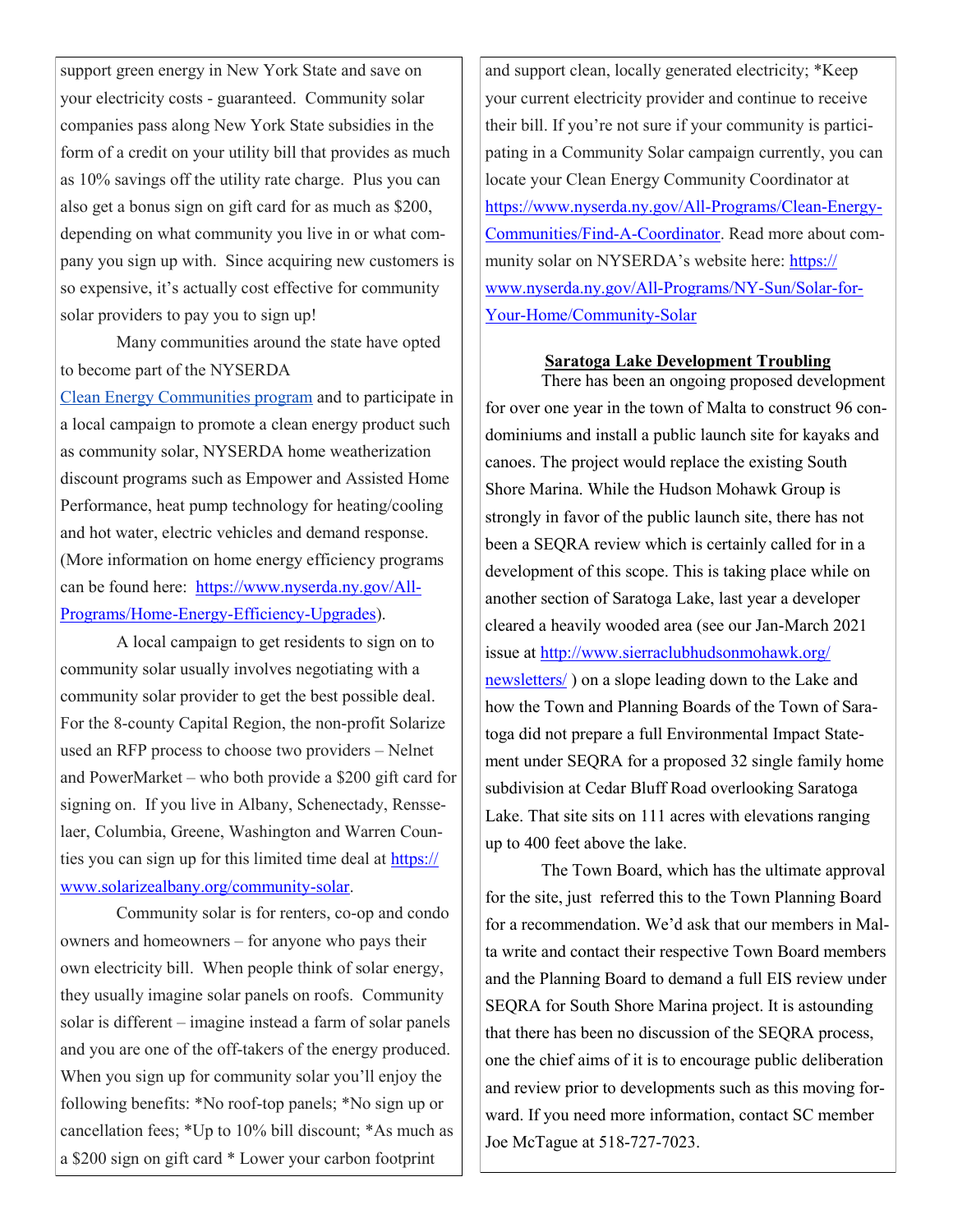support green energy in New York State and save on your electricity costs - guaranteed. Community solar companies pass along New York State subsidies in the form of a credit on your utility bill that provides as much as 10% savings off the utility rate charge. Plus you can also get a bonus sign on gift card for as much as $200, depending on what community you live in or what company you sign up with. Since acquiring new customers is so expensive, it's actually cost effective for community solar providers to pay you to sign up!

Many communities around the state have opted to become part of the NYSERDA Clean Energy Communities program and to participate in a local campaign to promote a clean energy product such as community solar, NYSERDA home weatherization discount programs such as Empower and Assisted Home Performance, heat pump technology for heating/cooling and hot water, electric vehicles and demand response. (More information on home energy efficiency programs can be found here: https://www.nyserda.ny.gov/All-Programs/Home-Energy-Efficiency-Upgrades).

A local campaign to get residents to sign on to community solar usually involves negotiating with a community solar provider to get the best possible deal. For the 8-county Capital Region, the non-profit Solarize used an RFP process to choose two providers – Nelnet and PowerMarket – who both provide a $200 gift card for signing on. If you live in Albany, Schenectady, Rensselaer, Columbia, Greene, Washington and Warren Counties you can sign up for this limited time deal at https://www.solarizealbany.org/community-solar.

Community solar is for renters, co-op and condo owners and homeowners – for anyone who pays their own electricity bill. When people think of solar energy, they usually imagine solar panels on roofs. Community solar is different – imagine instead a farm of solar panels and you are one of the off-takers of the energy produced. When you sign up for community solar you'll enjoy the following benefits: *No roof-top panels; *No sign up or cancellation fees; *Up to 10% bill discount; *As much as a $200 sign on gift card * Lower your carbon footprint and support clean, locally generated electricity; *Keep your current electricity provider and continue to receive their bill. If you're not sure if your community is participating in a Community Solar campaign currently, you can locate your Clean Energy Community Coordinator at https://www.nyserda.ny.gov/All-Programs/Clean-Energy-Communities/Find-A-Coordinator. Read more about community solar on NYSERDA's website here: https://www.nyserda.ny.gov/All-Programs/NY-Sun/Solar-for-Your-Home/Community-Solar

## Saratoga Lake Development Troubling

There has been an ongoing proposed development for over one year in the town of Malta to construct 96 condominiums and install a public launch site for kayaks and canoes. The project would replace the existing South Shore Marina. While the Hudson Mohawk Group is strongly in favor of the public launch site, there has not been a SEQRA review which is certainly called for in a development of this scope. This is taking place while on another section of Saratoga Lake, last year a developer cleared a heavily wooded area (see our Jan-March 2021 issue at http://www.sierraclubhudsonmohawk.org/newsletters/ ) on a slope leading down to the Lake and how the Town and Planning Boards of the Town of Saratoga did not prepare a full Environmental Impact Statement under SEQRA for a proposed 32 single family home subdivision at Cedar Bluff Road overlooking Saratoga Lake. That site sits on 111 acres with elevations ranging up to 400 feet above the lake.

The Town Board, which has the ultimate approval for the site, just referred this to the Town Planning Board for a recommendation. We'd ask that our members in Malta write and contact their respective Town Board members and the Planning Board to demand a full EIS review under SEQRA for South Shore Marina project. It is astounding that there has been no discussion of the SEQRA process, one the chief aims of it is to encourage public deliberation and review prior to developments such as this moving forward. If you need more information, contact SC member Joe McTague at 518-727-7023.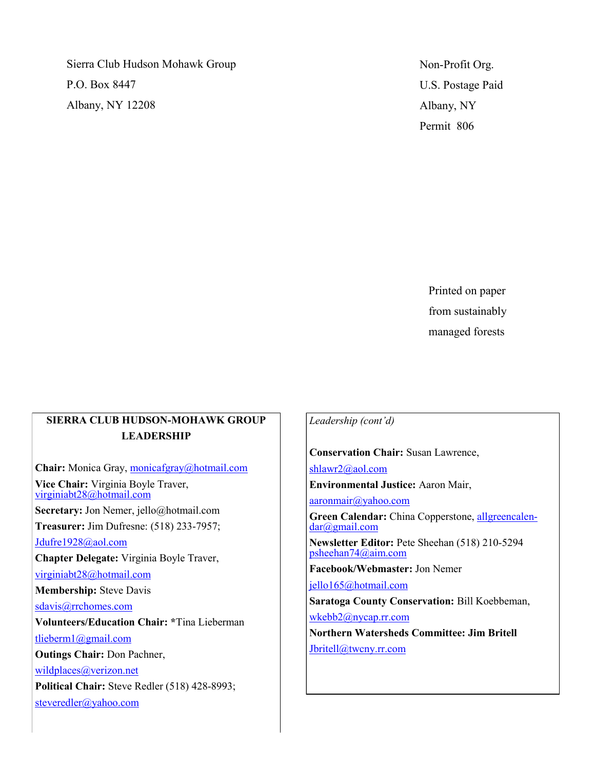Sierra Club Hudson Mohawk Group
P.O. Box 8447
Albany, NY 12208

Non-Profit Org.
U.S. Postage Paid
Albany, NY
Permit 806

Printed on paper
from sustainably
managed forests

**SIERRA CLUB HUDSON-MOHAWK GROUP LEADERSHIP**

**Chair:** Monica Gray, monicafgray@hotmail.com

**Vice Chair:** Virginia Boyle Traver, virginiabt28@hotmail.com

**Secretary:** Jon Nemer, jello@hotmail.com

**Treasurer:** Jim Dufresne: (518) 233-7957; Jdufre1928@aol.com

**Chapter Delegate:** Virginia Boyle Traver, virginiabt28@hotmail.com

**Membership:** Steve Davis sdavis@rrchomes.com

**Volunteers/Education Chair:** *Tina Lieberman tlieberm1@gmail.com

**Outings Chair:** Don Pachner, wildplaces@verizon.net

**Political Chair:** Steve Redler (518) 428-8993; steveredler@yahoo.com

*Leadership (cont'd)*

**Conservation Chair:** Susan Lawrence, shlawr2@aol.com

**Environmental Justice:** Aaron Mair, aaronmair@yahoo.com

**Green Calendar:** China Copperstone, allgreencalendar@gmail.com

**Newsletter Editor:** Pete Sheehan (518) 210-5294 psheehan74@aim.com

**Facebook/Webmaster:** Jon Nemer jello165@hotmail.com

**Saratoga County Conservation:** Bill Koebbeman, wkebb2@nycap.rr.com

**Northern Watersheds Committee: Jim Britell** Jbritell@twcny.rr.com